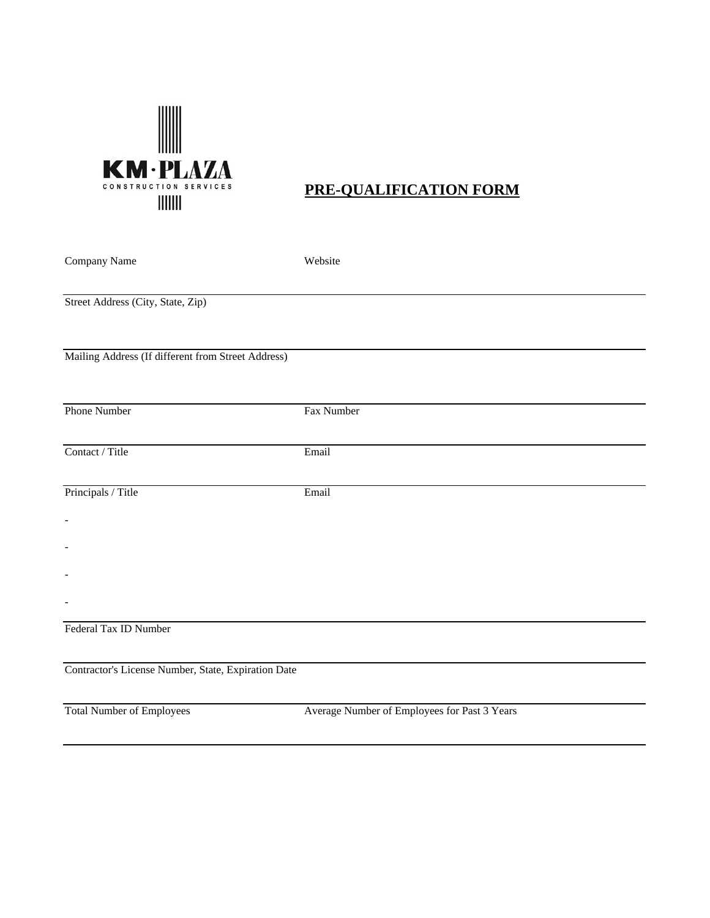KM·PLAZA
CONSTRUCTION SERVICES

# PRE-QUALIFICATION FORM

Company Name | Website

Street Address (City, State, Zip)

Mailing Address (If different from Street Address)

Phone Number | Fax Number

Contact / Title | Email

Principals / Title | Email

-

-

-

-

Federal Tax ID Number

Contractor's License Number, State, Expiration Date

Total Number of Employees | Average Number of Employees for Past 3 Years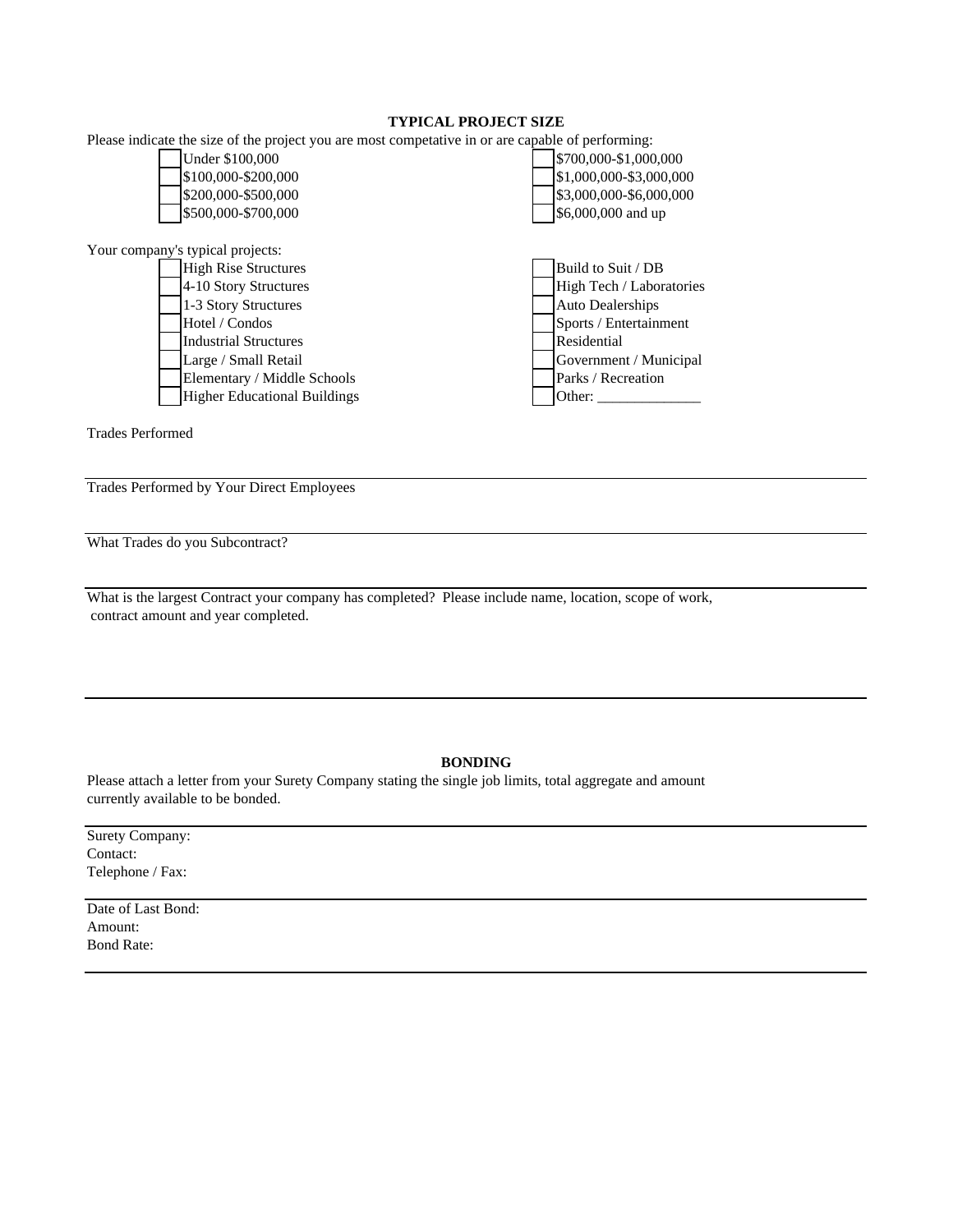## TYPICAL PROJECT SIZE

Please indicate the size of the project you are most competative in or are capable of performing:

- [ ] Under $100,000
- [ ] $100,000-$200,000
- [ ] $200,000-$500,000
- [ ] $500,000-$700,000
- [ ] $700,000-$1,000,000
- [ ] $1,000,000-$3,000,000
- [ ] $3,000,000-$6,000,000
- [ ] $6,000,000 and up

Your company's typical projects:

- [ ] High Rise Structures
- [ ] 4-10 Story Structures
- [ ] 1-3 Story Structures
- [ ] Hotel / Condos
- [ ] Industrial Structures
- [ ] Large / Small Retail
- [ ] Elementary / Middle Schools
- [ ] Higher Educational Buildings
- [ ] Build to Suit / DB
- [ ] High Tech / Laboratories
- [ ] Auto Dealerships
- [ ] Sports / Entertainment
- [ ] Residential
- [ ] Government / Municipal
- [ ] Parks / Recreation
- [ ] Other: ______________

Trades Performed

---

Trades Performed by Your Direct Employees

---

What Trades do you Subcontract?

---

What is the largest Contract your company has completed? Please include name, location, scope of work, contract amount and year completed.

---

## BONDING

Please attach a letter from your Surety Company stating the single job limits, total aggregate and amount currently available to be bonded.

---

Surety Company:
Contact:
Telephone / Fax:

---

Date of Last Bond:
Amount:
Bond Rate:

---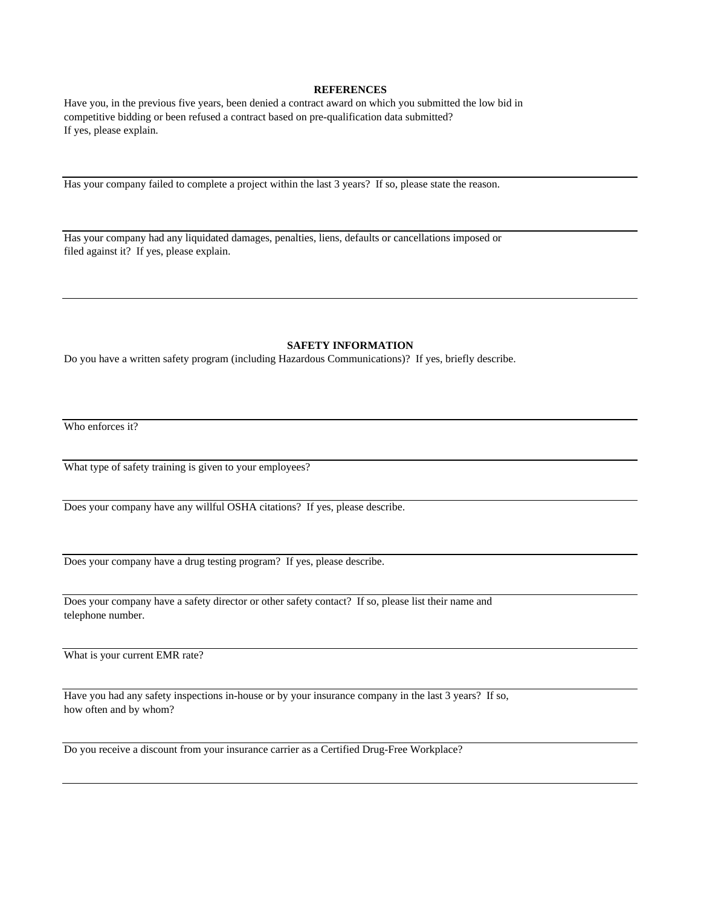## REFERENCES

Have you, in the previous five years, been denied a contract award on which you submitted the low bid in competitive bidding or been refused a contract based on pre-qualification data submitted?
If yes, please explain.

---

Has your company failed to complete a project within the last 3 years? If so, please state the reason.

---

Has your company had any liquidated damages, penalties, liens, defaults or cancellations imposed or filed against it? If yes, please explain.

---

## SAFETY INFORMATION

Do you have a written safety program (including Hazardous Communications)? If yes, briefly describe.

---

Who enforces it?

---

What type of safety training is given to your employees?

---

Does your company have any willful OSHA citations? If yes, please describe.

---

Does your company have a drug testing program? If yes, please describe.

---

Does your company have a safety director or other safety contact? If so, please list their name and telephone number.

---

What is your current EMR rate?

---

Have you had any safety inspections in-house or by your insurance company in the last 3 years? If so, how often and by whom?

---

Do you receive a discount from your insurance carrier as a Certified Drug-Free Workplace?

---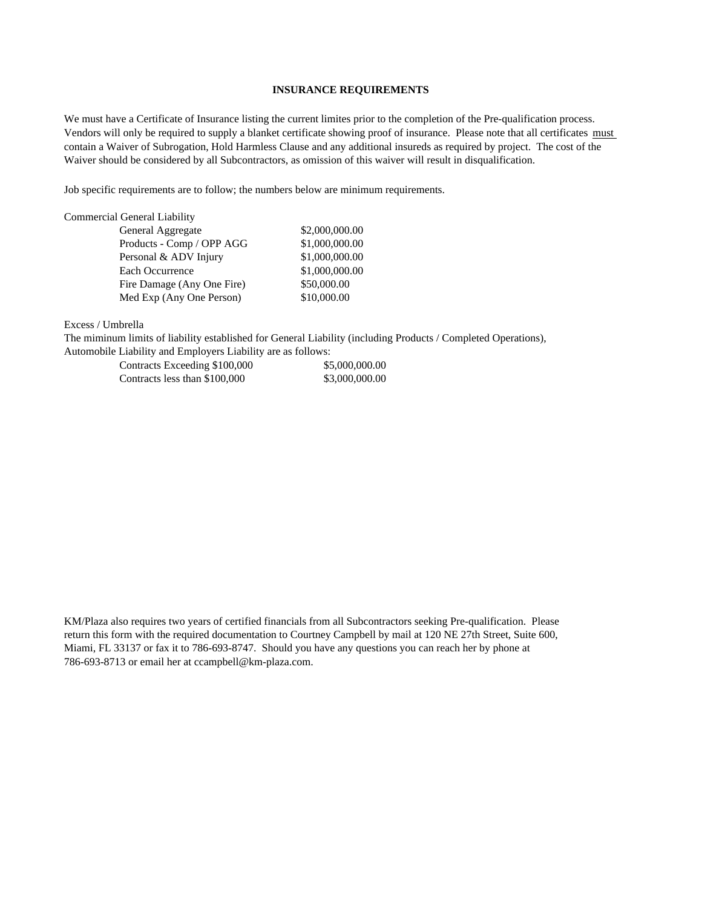## INSURANCE REQUIREMENTS

We must have a Certificate of Insurance listing the current limites prior to the completion of the Pre-qualification process. Vendors will only be required to supply a blanket certificate showing proof of insurance. Please note that all certificates must contain a Waiver of Subrogation, Hold Harmless Clause and any additional insureds as required by project. The cost of the Waiver should be considered by all Subcontractors, as omission of this waiver will result in disqualification.

Job specific requirements are to follow; the numbers below are minimum requirements.

Commercial General Liability

| | |
|---|---|
| General Aggregate | $2,000,000.00 |
| Products - Comp / OPP AGG | $1,000,000.00 |
| Personal & ADV Injury | $1,000,000.00 |
| Each Occurrence | $1,000,000.00 |
| Fire Damage (Any One Fire) | $50,000.00 |
| Med Exp (Any One Person) | $10,000.00 |

Excess / Umbrella

The miminum limits of liability established for General Liability (including Products / Completed Operations), Automobile Liability and Employers Liability are as follows:

| | |
|---|---|
| Contracts Exceeding $100,000 | $5,000,000.00 |
| Contracts less than $100,000 | $3,000,000.00 |

KM/Plaza also requires two years of certified financials from all Subcontractors seeking Pre-qualification. Please return this form with the required documentation to Courtney Campbell by mail at 120 NE 27th Street, Suite 600, Miami, FL 33137 or fax it to 786-693-8747. Should you have any questions you can reach her by phone at 786-693-8713 or email her at ccampbell@km-plaza.com.